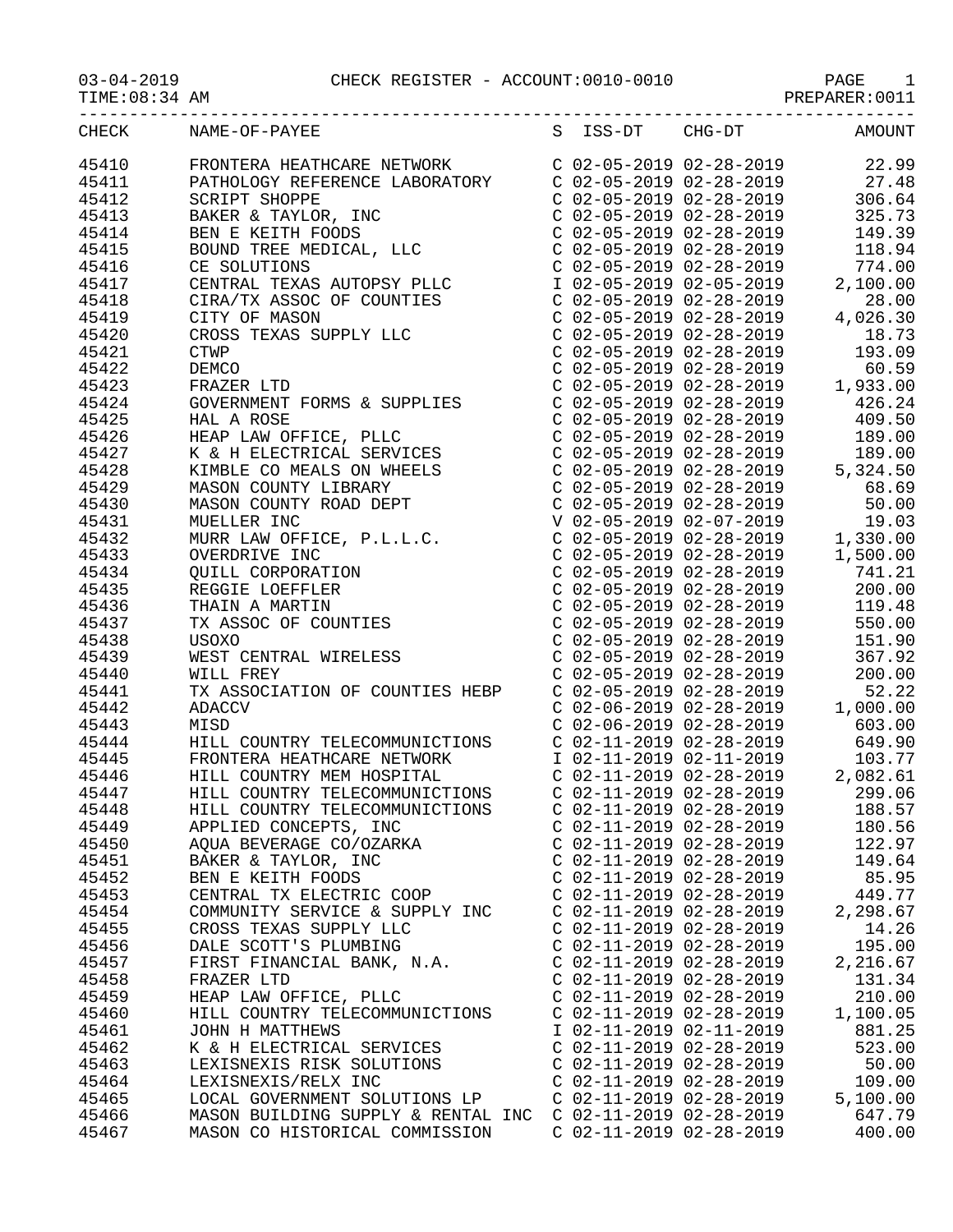03-04-2019 CHECK REGISTER - ACCOUNT:0010-0010 PAGE 1

TIME:08:34 AM PREPARER:0011

| CHECK | NAME-OF-PAYEE | S | ISS-DT | CHG-DT | AMOUNT |
|---|---|---|---|---|---|
| 45410 | FRONTERA HEATHCARE NETWORK | C | 02-05-2019 | 02-28-2019 | 22.99 |
| 45411 | PATHOLOGY REFERENCE LABORATORY | C | 02-05-2019 | 02-28-2019 | 27.48 |
| 45412 | SCRIPT SHOPPE | C | 02-05-2019 | 02-28-2019 | 306.64 |
| 45413 | BAKER & TAYLOR, INC | C | 02-05-2019 | 02-28-2019 | 325.73 |
| 45414 | BEN E KEITH FOODS | C | 02-05-2019 | 02-28-2019 | 149.39 |
| 45415 | BOUND TREE MEDICAL, LLC | C | 02-05-2019 | 02-28-2019 | 118.94 |
| 45416 | CE SOLUTIONS | C | 02-05-2019 | 02-28-2019 | 774.00 |
| 45417 | CENTRAL TEXAS AUTOPSY PLLC | I | 02-05-2019 | 02-05-2019 | 2,100.00 |
| 45418 | CIRA/TX ASSOC OF COUNTIES | C | 02-05-2019 | 02-28-2019 | 28.00 |
| 45419 | CITY OF MASON | C | 02-05-2019 | 02-28-2019 | 4,026.30 |
| 45420 | CROSS TEXAS SUPPLY LLC | C | 02-05-2019 | 02-28-2019 | 18.73 |
| 45421 | CTWP | C | 02-05-2019 | 02-28-2019 | 193.09 |
| 45422 | DEMCO | C | 02-05-2019 | 02-28-2019 | 60.59 |
| 45423 | FRAZER LTD | C | 02-05-2019 | 02-28-2019 | 1,933.00 |
| 45424 | GOVERNMENT FORMS & SUPPLIES | C | 02-05-2019 | 02-28-2019 | 426.24 |
| 45425 | HAL A ROSE | C | 02-05-2019 | 02-28-2019 | 409.50 |
| 45426 | HEAP LAW OFFICE, PLLC | C | 02-05-2019 | 02-28-2019 | 189.00 |
| 45427 | K & H ELECTRICAL SERVICES | C | 02-05-2019 | 02-28-2019 | 189.00 |
| 45428 | KIMBLE CO MEALS ON WHEELS | C | 02-05-2019 | 02-28-2019 | 5,324.50 |
| 45429 | MASON COUNTY LIBRARY | C | 02-05-2019 | 02-28-2019 | 68.69 |
| 45430 | MASON COUNTY ROAD DEPT | C | 02-05-2019 | 02-28-2019 | 50.00 |
| 45431 | MUELLER INC | V | 02-05-2019 | 02-07-2019 | 19.03 |
| 45432 | MURR LAW OFFICE, P.L.L.C. | C | 02-05-2019 | 02-28-2019 | 1,330.00 |
| 45433 | OVERDRIVE INC | C | 02-05-2019 | 02-28-2019 | 1,500.00 |
| 45434 | QUILL CORPORATION | C | 02-05-2019 | 02-28-2019 | 741.21 |
| 45435 | REGGIE LOEFFLER | C | 02-05-2019 | 02-28-2019 | 200.00 |
| 45436 | THAIN A MARTIN | C | 02-05-2019 | 02-28-2019 | 119.48 |
| 45437 | TX ASSOC OF COUNTIES | C | 02-05-2019 | 02-28-2019 | 550.00 |
| 45438 | USOXO | C | 02-05-2019 | 02-28-2019 | 151.90 |
| 45439 | WEST CENTRAL WIRELESS | C | 02-05-2019 | 02-28-2019 | 367.92 |
| 45440 | WILL FREY | C | 02-05-2019 | 02-28-2019 | 200.00 |
| 45441 | TX ASSOCIATION OF COUNTIES HEBP | C | 02-05-2019 | 02-28-2019 | 52.22 |
| 45442 | ADACCV | C | 02-06-2019 | 02-28-2019 | 1,000.00 |
| 45443 | MISD | C | 02-06-2019 | 02-28-2019 | 603.00 |
| 45444 | HILL COUNTRY TELECOMMUNICTIONS | C | 02-11-2019 | 02-28-2019 | 649.90 |
| 45445 | FRONTERA HEATHCARE NETWORK | I | 02-11-2019 | 02-11-2019 | 103.77 |
| 45446 | HILL COUNTRY MEM HOSPITAL | C | 02-11-2019 | 02-28-2019 | 2,082.61 |
| 45447 | HILL COUNTRY TELECOMMUNICTIONS | C | 02-11-2019 | 02-28-2019 | 299.06 |
| 45448 | HILL COUNTRY TELECOMMUNICTIONS | C | 02-11-2019 | 02-28-2019 | 188.57 |
| 45449 | APPLIED CONCEPTS, INC | C | 02-11-2019 | 02-28-2019 | 180.56 |
| 45450 | AQUA BEVERAGE CO/OZARKA | C | 02-11-2019 | 02-28-2019 | 122.97 |
| 45451 | BAKER & TAYLOR, INC | C | 02-11-2019 | 02-28-2019 | 149.64 |
| 45452 | BEN E KEITH FOODS | C | 02-11-2019 | 02-28-2019 | 85.95 |
| 45453 | CENTRAL TX ELECTRIC COOP | C | 02-11-2019 | 02-28-2019 | 449.77 |
| 45454 | COMMUNITY SERVICE & SUPPLY INC | C | 02-11-2019 | 02-28-2019 | 2,298.67 |
| 45455 | CROSS TEXAS SUPPLY LLC | C | 02-11-2019 | 02-28-2019 | 14.26 |
| 45456 | DALE SCOTT'S PLUMBING | C | 02-11-2019 | 02-28-2019 | 195.00 |
| 45457 | FIRST FINANCIAL BANK, N.A. | C | 02-11-2019 | 02-28-2019 | 2,216.67 |
| 45458 | FRAZER LTD | C | 02-11-2019 | 02-28-2019 | 131.34 |
| 45459 | HEAP LAW OFFICE, PLLC | C | 02-11-2019 | 02-28-2019 | 210.00 |
| 45460 | HILL COUNTRY TELECOMMUNICTIONS | C | 02-11-2019 | 02-28-2019 | 1,100.05 |
| 45461 | JOHN H MATTHEWS | I | 02-11-2019 | 02-11-2019 | 881.25 |
| 45462 | K & H ELECTRICAL SERVICES | C | 02-11-2019 | 02-28-2019 | 523.00 |
| 45463 | LEXISNEXIS RISK SOLUTIONS | C | 02-11-2019 | 02-28-2019 | 50.00 |
| 45464 | LEXISNEXIS/RELX INC | C | 02-11-2019 | 02-28-2019 | 109.00 |
| 45465 | LOCAL GOVERNMENT SOLUTIONS LP | C | 02-11-2019 | 02-28-2019 | 5,100.00 |
| 45466 | MASON BUILDING SUPPLY & RENTAL INC | C | 02-11-2019 | 02-28-2019 | 647.79 |
| 45467 | MASON CO HISTORICAL COMMISSION | C | 02-11-2019 | 02-28-2019 | 400.00 |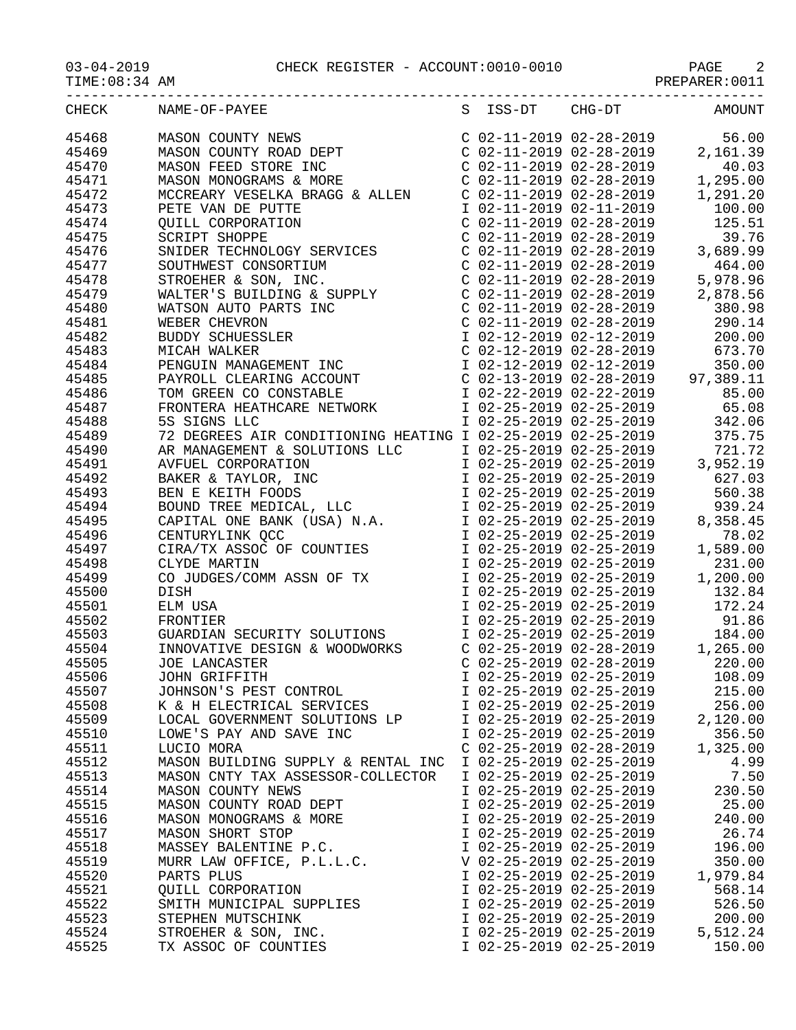| CHECK | NAME-OF-PAYEE | S | ISS-DT | CHG-DT | AMOUNT |
|---|---|---|---|---|---|
| 45468 | MASON COUNTY NEWS | C | 02-11-2019 | 02-28-2019 | 56.00 |
| 45469 | MASON COUNTY ROAD DEPT | C | 02-11-2019 | 02-28-2019 | 2,161.39 |
| 45470 | MASON FEED STORE INC | C | 02-11-2019 | 02-28-2019 | 40.03 |
| 45471 | MASON MONOGRAMS & MORE | C | 02-11-2019 | 02-28-2019 | 1,295.00 |
| 45472 | MCCREARY VESELKA BRAGG & ALLEN | C | 02-11-2019 | 02-28-2019 | 1,291.20 |
| 45473 | PETE VAN DE PUTTE | I | 02-11-2019 | 02-11-2019 | 100.00 |
| 45474 | QUILL CORPORATION | C | 02-11-2019 | 02-28-2019 | 125.51 |
| 45475 | SCRIPT SHOPPE | C | 02-11-2019 | 02-28-2019 | 39.76 |
| 45476 | SNIDER TECHNOLOGY SERVICES | C | 02-11-2019 | 02-28-2019 | 3,689.99 |
| 45477 | SOUTHWEST CONSORTIUM | C | 02-11-2019 | 02-28-2019 | 464.00 |
| 45478 | STROEHER & SON, INC. | C | 02-11-2019 | 02-28-2019 | 5,978.96 |
| 45479 | WALTER'S BUILDING & SUPPLY | C | 02-11-2019 | 02-28-2019 | 2,878.56 |
| 45480 | WATSON AUTO PARTS INC | C | 02-11-2019 | 02-28-2019 | 380.98 |
| 45481 | WEBER CHEVRON | C | 02-11-2019 | 02-28-2019 | 290.14 |
| 45482 | BUDDY SCHUESSLER | I | 02-12-2019 | 02-12-2019 | 200.00 |
| 45483 | MICAH WALKER | C | 02-12-2019 | 02-28-2019 | 673.70 |
| 45484 | PENGUIN MANAGEMENT INC | I | 02-12-2019 | 02-12-2019 | 350.00 |
| 45485 | PAYROLL CLEARING ACCOUNT | C | 02-13-2019 | 02-28-2019 | 97,389.11 |
| 45486 | TOM GREEN CO CONSTABLE | I | 02-22-2019 | 02-22-2019 | 85.00 |
| 45487 | FRONTERA HEATHCARE NETWORK | I | 02-25-2019 | 02-25-2019 | 65.08 |
| 45488 | 5S SIGNS LLC | I | 02-25-2019 | 02-25-2019 | 342.06 |
| 45489 | 72 DEGREES AIR CONDITIONING HEATING | I | 02-25-2019 | 02-25-2019 | 375.75 |
| 45490 | AR MANAGEMENT & SOLUTIONS LLC | I | 02-25-2019 | 02-25-2019 | 721.72 |
| 45491 | AVFUEL CORPORATION | I | 02-25-2019 | 02-25-2019 | 3,952.19 |
| 45492 | BAKER & TAYLOR, INC | I | 02-25-2019 | 02-25-2019 | 627.03 |
| 45493 | BEN E KEITH FOODS | I | 02-25-2019 | 02-25-2019 | 560.38 |
| 45494 | BOUND TREE MEDICAL, LLC | I | 02-25-2019 | 02-25-2019 | 939.24 |
| 45495 | CAPITAL ONE BANK (USA) N.A. | I | 02-25-2019 | 02-25-2019 | 8,358.45 |
| 45496 | CENTURYLINK QCC | I | 02-25-2019 | 02-25-2019 | 78.02 |
| 45497 | CIRA/TX ASSOC OF COUNTIES | I | 02-25-2019 | 02-25-2019 | 1,589.00 |
| 45498 | CLYDE MARTIN | I | 02-25-2019 | 02-25-2019 | 231.00 |
| 45499 | CO JUDGES/COMM ASSN OF TX | I | 02-25-2019 | 02-25-2019 | 1,200.00 |
| 45500 | DISH | I | 02-25-2019 | 02-25-2019 | 132.84 |
| 45501 | ELM USA | I | 02-25-2019 | 02-25-2019 | 172.24 |
| 45502 | FRONTIER | I | 02-25-2019 | 02-25-2019 | 91.86 |
| 45503 | GUARDIAN SECURITY SOLUTIONS | I | 02-25-2019 | 02-25-2019 | 184.00 |
| 45504 | INNOVATIVE DESIGN & WOODWORKS | C | 02-25-2019 | 02-28-2019 | 1,265.00 |
| 45505 | JOE LANCASTER | C | 02-25-2019 | 02-28-2019 | 220.00 |
| 45506 | JOHN GRIFFITH | I | 02-25-2019 | 02-25-2019 | 108.09 |
| 45507 | JOHNSON'S PEST CONTROL | I | 02-25-2019 | 02-25-2019 | 215.00 |
| 45508 | K & H ELECTRICAL SERVICES | I | 02-25-2019 | 02-25-2019 | 256.00 |
| 45509 | LOCAL GOVERNMENT SOLUTIONS LP | I | 02-25-2019 | 02-25-2019 | 2,120.00 |
| 45510 | LOWE'S PAY AND SAVE INC | I | 02-25-2019 | 02-25-2019 | 356.50 |
| 45511 | LUCIO MORA | C | 02-25-2019 | 02-28-2019 | 1,325.00 |
| 45512 | MASON BUILDING SUPPLY & RENTAL INC | I | 02-25-2019 | 02-25-2019 | 4.99 |
| 45513 | MASON CNTY TAX ASSESSOR-COLLECTOR | I | 02-25-2019 | 02-25-2019 | 7.50 |
| 45514 | MASON COUNTY NEWS | I | 02-25-2019 | 02-25-2019 | 230.50 |
| 45515 | MASON COUNTY ROAD DEPT | I | 02-25-2019 | 02-25-2019 | 25.00 |
| 45516 | MASON MONOGRAMS & MORE | I | 02-25-2019 | 02-25-2019 | 240.00 |
| 45517 | MASON SHORT STOP | I | 02-25-2019 | 02-25-2019 | 26.74 |
| 45518 | MASSEY BALENTINE P.C. | I | 02-25-2019 | 02-25-2019 | 196.00 |
| 45519 | MURR LAW OFFICE, P.L.L.C. | V | 02-25-2019 | 02-25-2019 | 350.00 |
| 45520 | PARTS PLUS | I | 02-25-2019 | 02-25-2019 | 1,979.84 |
| 45521 | QUILL CORPORATION | I | 02-25-2019 | 02-25-2019 | 568.14 |
| 45522 | SMITH MUNICIPAL SUPPLIES | I | 02-25-2019 | 02-25-2019 | 526.50 |
| 45523 | STEPHEN MUTSCHINK | I | 02-25-2019 | 02-25-2019 | 200.00 |
| 45524 | STROEHER & SON, INC. | I | 02-25-2019 | 02-25-2019 | 5,512.24 |
| 45525 | TX ASSOC OF COUNTIES | I | 02-25-2019 | 02-25-2019 | 150.00 |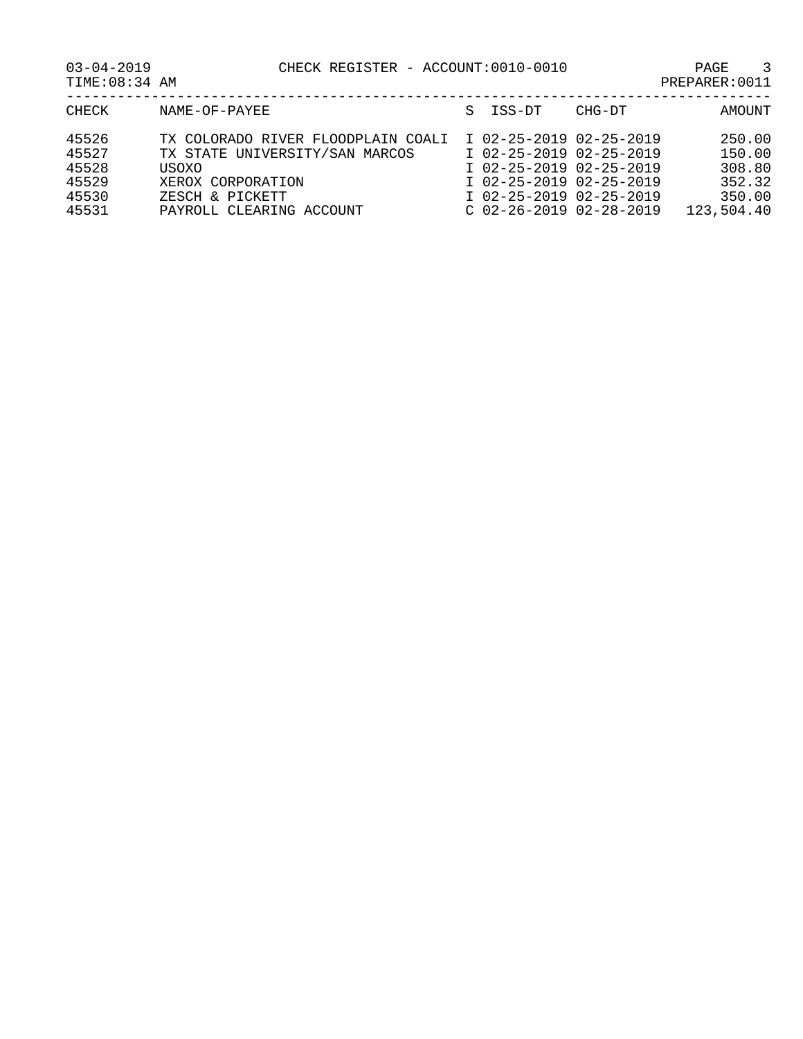CHECK REGISTER - ACCOUNT:0010-0010

03-04-2019
TIME:08:34 AM

PREPARER:0011

| CHECK | NAME-OF-PAYEE | S | ISS-DT | CHG-DT | AMOUNT |
|---|---|---|---|---|---|
| 45526 | TX COLORADO RIVER FLOODPLAIN COALI | I | 02-25-2019 | 02-25-2019 | 250.00 |
| 45527 | TX STATE UNIVERSITY/SAN MARCOS | I | 02-25-2019 | 02-25-2019 | 150.00 |
| 45528 | USOXO | I | 02-25-2019 | 02-25-2019 | 308.80 |
| 45529 | XEROX CORPORATION | I | 02-25-2019 | 02-25-2019 | 352.32 |
| 45530 | ZESCH & PICKETT | I | 02-25-2019 | 02-25-2019 | 350.00 |
| 45531 | PAYROLL CLEARING ACCOUNT | C | 02-26-2019 | 02-28-2019 | 123,504.40 |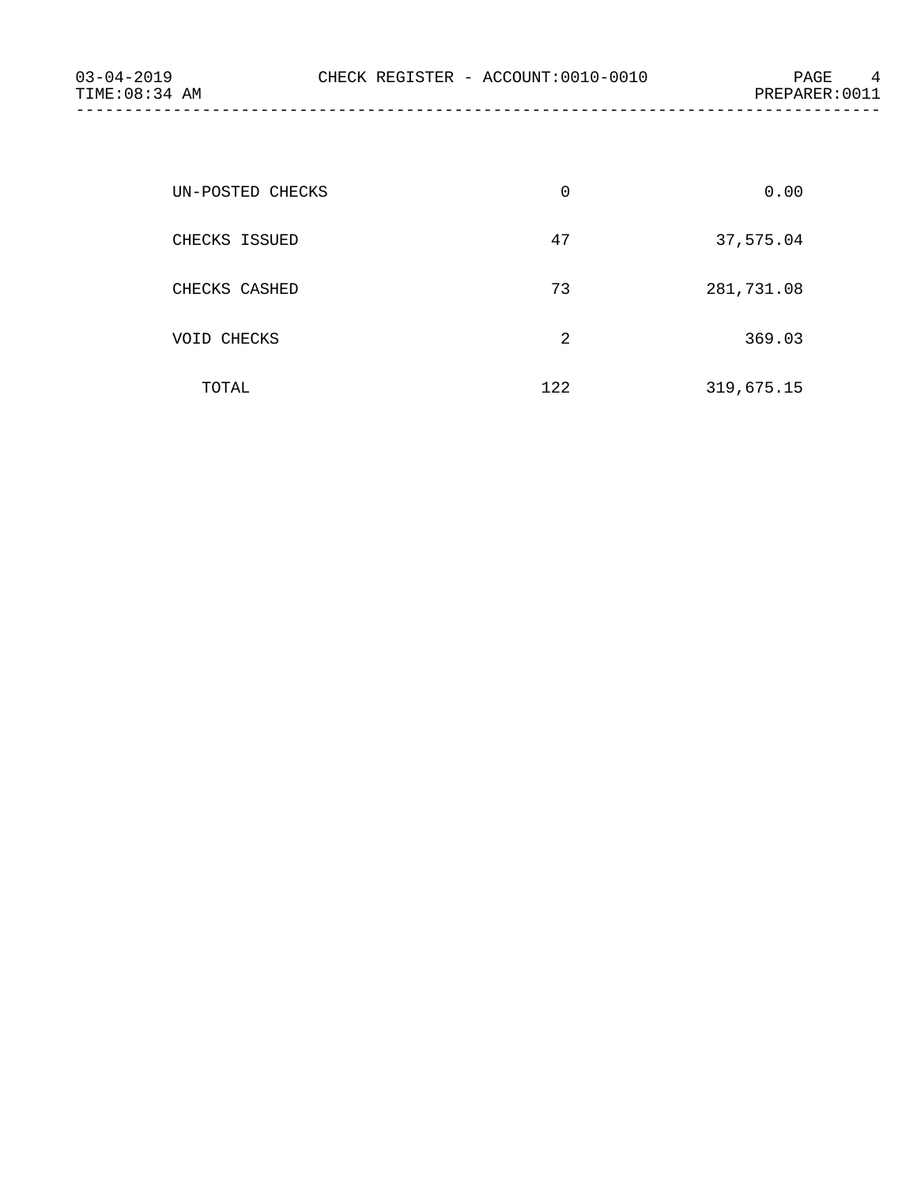| | | |
|---|---|---|
| UN-POSTED CHECKS | 0 | 0.00 |
| CHECKS ISSUED | 47 | 37,575.04 |
| CHECKS CASHED | 73 | 281,731.08 |
| VOID CHECKS | 2 | 369.03 |
| TOTAL | 122 | 319,675.15 |